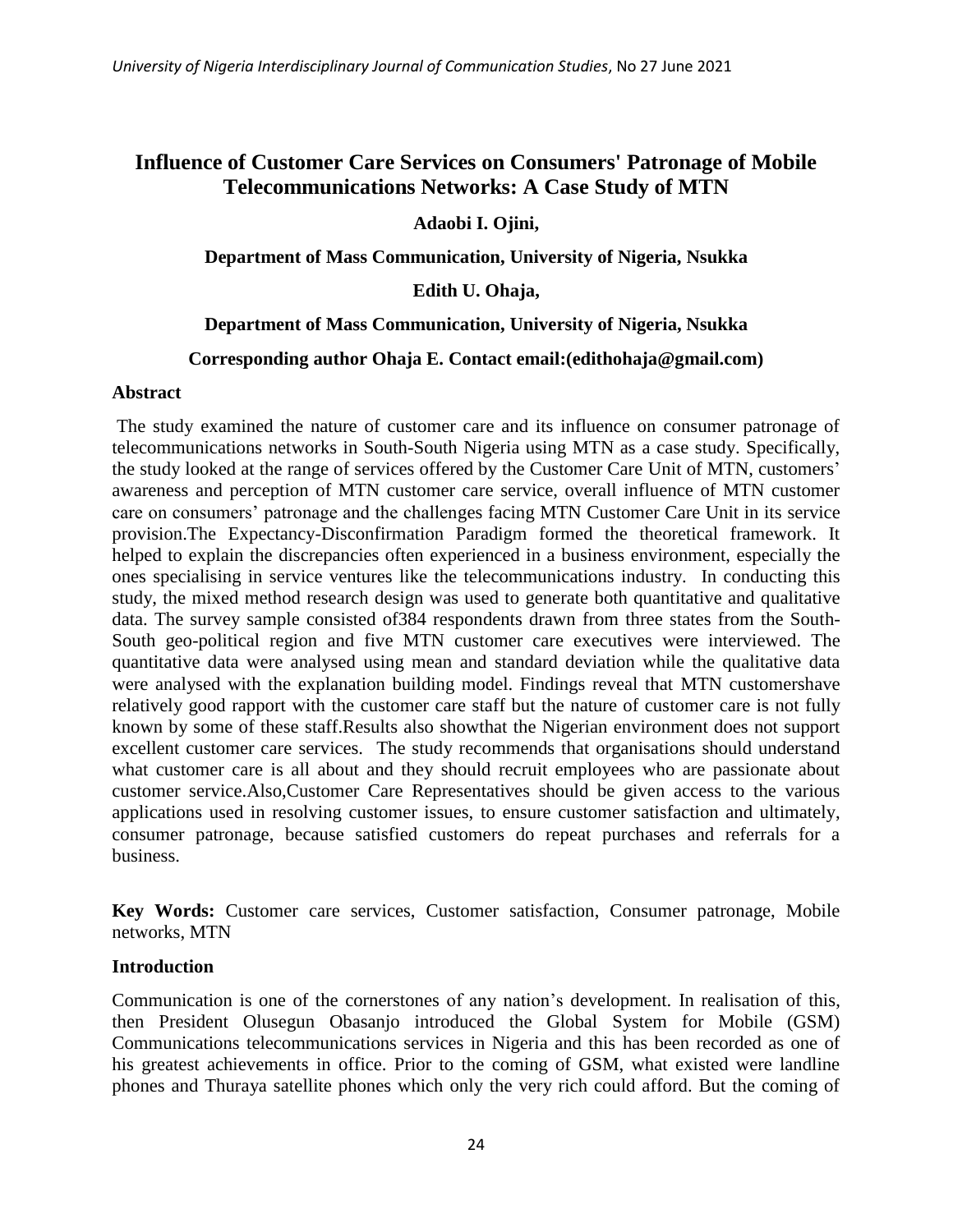# Influence of Customer Care Services on Consumers' Patronage of Mobile Telecommunications Networks: A Case Study of MTN

**Adaobi I. Ojini,**

**Department of Mass Communication, University of Nigeria, Nsukka**

**Edith U. Ohaja,**

**Department of Mass Communication, University of Nigeria, Nsukka**

**Corresponding author Ohaja E. Contact email:(edithohaja@gmail.com)**

## Abstract

The study examined the nature of customer care and its influence on consumer patronage of telecommunications networks in South-South Nigeria using MTN as a case study. Specifically, the study looked at the range of services offered by the Customer Care Unit of MTN, customers' awareness and perception of MTN customer care service, overall influence of MTN customer care on consumers' patronage and the challenges facing MTN Customer Care Unit in its service provision.The Expectancy-Disconfirmation Paradigm formed the theoretical framework. It helped to explain the discrepancies often experienced in a business environment, especially the ones specialising in service ventures like the telecommunications industry. In conducting this study, the mixed method research design was used to generate both quantitative and qualitative data. The survey sample consisted of384 respondents drawn from three states from the South-South geo-political region and five MTN customer care executives were interviewed. The quantitative data were analysed using mean and standard deviation while the qualitative data were analysed with the explanation building model. Findings reveal that MTN customershave relatively good rapport with the customer care staff but the nature of customer care is not fully known by some of these staff.Results also showthat the Nigerian environment does not support excellent customer care services. The study recommends that organisations should understand what customer care is all about and they should recruit employees who are passionate about customer service.Also,Customer Care Representatives should be given access to the various applications used in resolving customer issues, to ensure customer satisfaction and ultimately, consumer patronage, because satisfied customers do repeat purchases and referrals for a business.

**Key Words:** Customer care services, Customer satisfaction, Consumer patronage, Mobile networks, MTN

## Introduction

Communication is one of the cornerstones of any nation's development. In realisation of this, then President Olusegun Obasanjo introduced the Global System for Mobile (GSM) Communications telecommunications services in Nigeria and this has been recorded as one of his greatest achievements in office. Prior to the coming of GSM, what existed were landline phones and Thuraya satellite phones which only the very rich could afford. But the coming of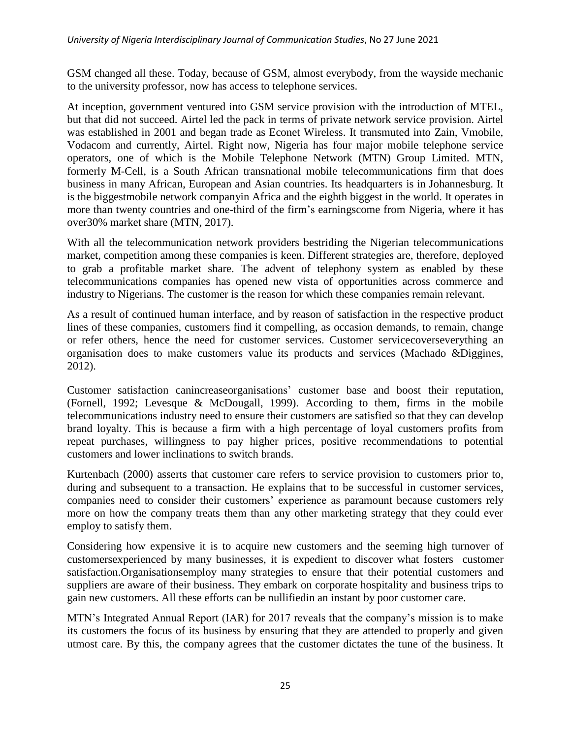GSM changed all these. Today, because of GSM, almost everybody, from the wayside mechanic to the university professor, now has access to telephone services.

At inception, government ventured into GSM service provision with the introduction of MTEL, but that did not succeed. Airtel led the pack in terms of private network service provision. Airtel was established in 2001 and began trade as Econet Wireless. It transmuted into Zain, Vmobile, Vodacom and currently, Airtel. Right now, Nigeria has four major mobile telephone service operators, one of which is the Mobile Telephone Network (MTN) Group Limited. MTN, formerly M-Cell, is a South African transnational mobile telecommunications firm that does business in many African, European and Asian countries. Its headquarters is in Johannesburg. It is the biggestmobile network companyin Africa and the eighth biggest in the world. It operates in more than twenty countries and one-third of the firm's earningscome from Nigeria, where it has over30% market share (MTN, 2017).

With all the telecommunication network providers bestriding the Nigerian telecommunications market, competition among these companies is keen. Different strategies are, therefore, deployed to grab a profitable market share. The advent of telephony system as enabled by these telecommunications companies has opened new vista of opportunities across commerce and industry to Nigerians. The customer is the reason for which these companies remain relevant.

As a result of continued human interface, and by reason of satisfaction in the respective product lines of these companies, customers find it compelling, as occasion demands, to remain, change or refer others, hence the need for customer services. Customer servicecoverseverything an organisation does to make customers value its products and services (Machado &Diggines, 2012).

Customer satisfaction canincreaseorganisations' customer base and boost their reputation, (Fornell, 1992; Levesque & McDougall, 1999). According to them, firms in the mobile telecommunications industry need to ensure their customers are satisfied so that they can develop brand loyalty. This is because a firm with a high percentage of loyal customers profits from repeat purchases, willingness to pay higher prices, positive recommendations to potential customers and lower inclinations to switch brands.

Kurtenbach (2000) asserts that customer care refers to service provision to customers prior to, during and subsequent to a transaction. He explains that to be successful in customer services, companies need to consider their customers' experience as paramount because customers rely more on how the company treats them than any other marketing strategy that they could ever employ to satisfy them.

Considering how expensive it is to acquire new customers and the seeming high turnover of customersexperienced by many businesses, it is expedient to discover what fosters customer satisfaction.Organisationsemploy many strategies to ensure that their potential customers and suppliers are aware of their business. They embark on corporate hospitality and business trips to gain new customers. All these efforts can be nullifiedin an instant by poor customer care.

MTN's Integrated Annual Report (IAR) for 2017 reveals that the company's mission is to make its customers the focus of its business by ensuring that they are attended to properly and given utmost care. By this, the company agrees that the customer dictates the tune of the business. It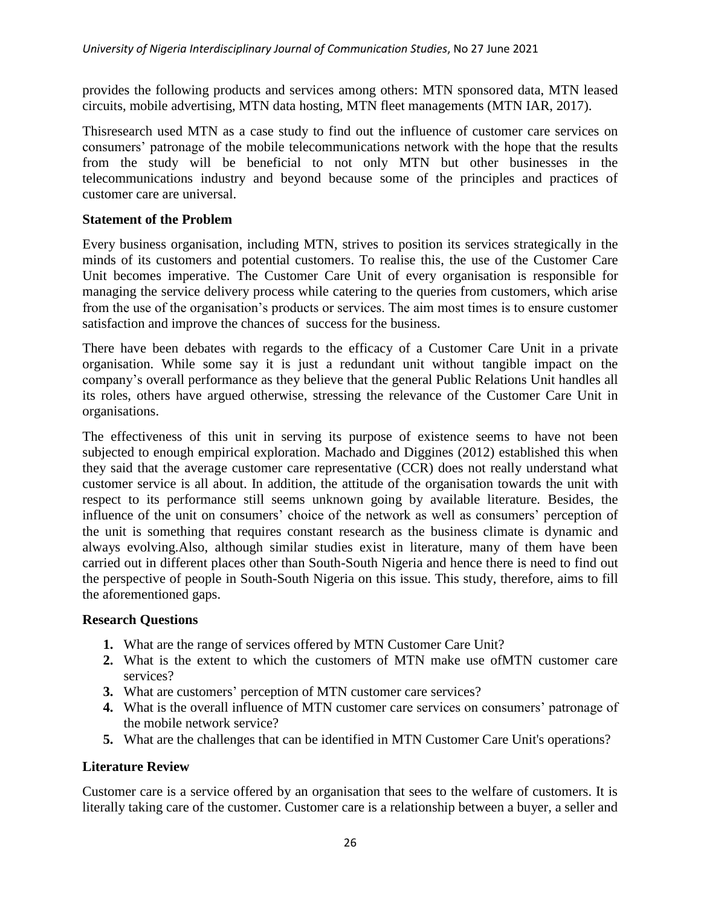provides the following products and services among others: MTN sponsored data, MTN leased circuits, mobile advertising, MTN data hosting, MTN fleet managements (MTN IAR, 2017).

Thisresearch used MTN as a case study to find out the influence of customer care services on consumers' patronage of the mobile telecommunications network with the hope that the results from the study will be beneficial to not only MTN but other businesses in the telecommunications industry and beyond because some of the principles and practices of customer care are universal.

## Statement of the Problem

Every business organisation, including MTN, strives to position its services strategically in the minds of its customers and potential customers. To realise this, the use of the Customer Care Unit becomes imperative. The Customer Care Unit of every organisation is responsible for managing the service delivery process while catering to the queries from customers, which arise from the use of the organisation's products or services. The aim most times is to ensure customer satisfaction and improve the chances of success for the business.

There have been debates with regards to the efficacy of a Customer Care Unit in a private organisation. While some say it is just a redundant unit without tangible impact on the company's overall performance as they believe that the general Public Relations Unit handles all its roles, others have argued otherwise, stressing the relevance of the Customer Care Unit in organisations.

The effectiveness of this unit in serving its purpose of existence seems to have not been subjected to enough empirical exploration. Machado and Diggines (2012) established this when they said that the average customer care representative (CCR) does not really understand what customer service is all about. In addition, the attitude of the organisation towards the unit with respect to its performance still seems unknown going by available literature. Besides, the influence of the unit on consumers' choice of the network as well as consumers' perception of the unit is something that requires constant research as the business climate is dynamic and always evolving.Also, although similar studies exist in literature, many of them have been carried out in different places other than South-South Nigeria and hence there is need to find out the perspective of people in South-South Nigeria on this issue. This study, therefore, aims to fill the aforementioned gaps.

## Research Questions

1. What are the range of services offered by MTN Customer Care Unit?
2. What is the extent to which the customers of MTN make use ofMTN customer care services?
3. What are customers' perception of MTN customer care services?
4. What is the overall influence of MTN customer care services on consumers' patronage of the mobile network service?
5. What are the challenges that can be identified in MTN Customer Care Unit's operations?

## Literature Review

Customer care is a service offered by an organisation that sees to the welfare of customers. It is literally taking care of the customer. Customer care is a relationship between a buyer, a seller and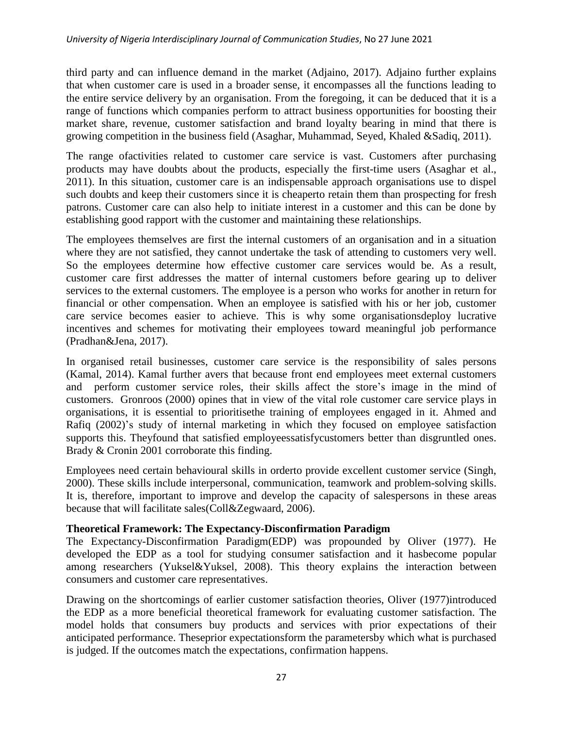third party and can influence demand in the market (Adjaino, 2017). Adjaino further explains that when customer care is used in a broader sense, it encompasses all the functions leading to the entire service delivery by an organisation. From the foregoing, it can be deduced that it is a range of functions which companies perform to attract business opportunities for boosting their market share, revenue, customer satisfaction and brand loyalty bearing in mind that there is growing competition in the business field (Asaghar, Muhammad, Seyed, Khaled &Sadiq, 2011).

The range ofactivities related to customer care service is vast. Customers after purchasing products may have doubts about the products, especially the first-time users (Asaghar et al., 2011). In this situation, customer care is an indispensable approach organisations use to dispel such doubts and keep their customers since it is cheaperto retain them than prospecting for fresh patrons. Customer care can also help to initiate interest in a customer and this can be done by establishing good rapport with the customer and maintaining these relationships.

The employees themselves are first the internal customers of an organisation and in a situation where they are not satisfied, they cannot undertake the task of attending to customers very well. So the employees determine how effective customer care services would be. As a result, customer care first addresses the matter of internal customers before gearing up to deliver services to the external customers. The employee is a person who works for another in return for financial or other compensation. When an employee is satisfied with his or her job, customer care service becomes easier to achieve. This is why some organisationsdeploy lucrative incentives and schemes for motivating their employees toward meaningful job performance (Pradhan&Jena, 2017).

In organised retail businesses, customer care service is the responsibility of sales persons (Kamal, 2014). Kamal further avers that because front end employees meet external customers and perform customer service roles, their skills affect the store's image in the mind of customers. Gronroos (2000) opines that in view of the vital role customer care service plays in organisations, it is essential to prioritisethe training of employees engaged in it. Ahmed and Rafiq (2002)'s study of internal marketing in which they focused on employee satisfaction supports this. Theyfound that satisfied employeessatisfycustomers better than disgruntled ones. Brady & Cronin 2001 corroborate this finding.

Employees need certain behavioural skills in orderto provide excellent customer service (Singh, 2000). These skills include interpersonal, communication, teamwork and problem-solving skills. It is, therefore, important to improve and develop the capacity of salespersons in these areas because that will facilitate sales(Coll&Zegwaard, 2006).

**Theoretical Framework: The Expectancy-Disconfirmation Paradigm**

The Expectancy-Disconfirmation Paradigm(EDP) was propounded by Oliver (1977). He developed the EDP as a tool for studying consumer satisfaction and it hasbecome popular among researchers (Yuksel&Yuksel, 2008). This theory explains the interaction between consumers and customer care representatives.

Drawing on the shortcomings of earlier customer satisfaction theories, Oliver (1977)introduced the EDP as a more beneficial theoretical framework for evaluating customer satisfaction. The model holds that consumers buy products and services with prior expectations of their anticipated performance. Theseprior expectationsform the parametersby which what is purchased is judged. If the outcomes match the expectations, confirmation happens.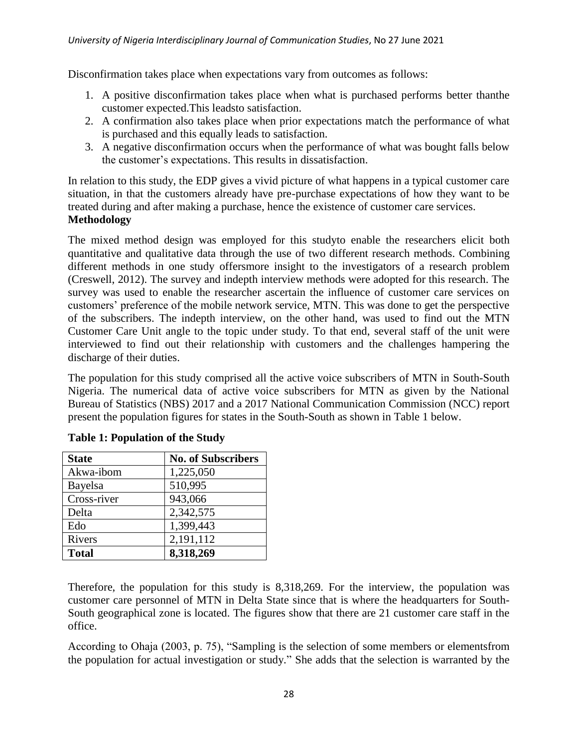Disconfirmation takes place when expectations vary from outcomes as follows:

1. A positive disconfirmation takes place when what is purchased performs better thanthe customer expected.This leadsto satisfaction.
2. A confirmation also takes place when prior expectations match the performance of what is purchased and this equally leads to satisfaction.
3. A negative disconfirmation occurs when the performance of what was bought falls below the customer's expectations. This results in dissatisfaction.

In relation to this study, the EDP gives a vivid picture of what happens in a typical customer care situation, in that the customers already have pre-purchase expectations of how they want to be treated during and after making a purchase, hence the existence of customer care services.

**Methodology**

The mixed method design was employed for this studyto enable the researchers elicit both quantitative and qualitative data through the use of two different research methods. Combining different methods in one study offersmore insight to the investigators of a research problem (Creswell, 2012). The survey and indepth interview methods were adopted for this research. The survey was used to enable the researcher ascertain the influence of customer care services on customers' preference of the mobile network service, MTN. This was done to get the perspective of the subscribers. The indepth interview, on the other hand, was used to find out the MTN Customer Care Unit angle to the topic under study. To that end, several staff of the unit were interviewed to find out their relationship with customers and the challenges hampering the discharge of their duties.

The population for this study comprised all the active voice subscribers of MTN in South-South Nigeria. The numerical data of active voice subscribers for MTN as given by the National Bureau of Statistics (NBS) 2017 and a 2017 National Communication Commission (NCC) report present the population figures for states in the South-South as shown in Table 1 below.

**Table 1: Population of the Study**

| State | No. of Subscribers |
|---|---|
| Akwa-ibom | 1,225,050 |
| Bayelsa | 510,995 |
| Cross-river | 943,066 |
| Delta | 2,342,575 |
| Edo | 1,399,443 |
| Rivers | 2,191,112 |
| **Total** | **8,318,269** |

Therefore, the population for this study is 8,318,269. For the interview, the population was customer care personnel of MTN in Delta State since that is where the headquarters for South-South geographical zone is located. The figures show that there are 21 customer care staff in the office.

According to Ohaja (2003, p. 75), "Sampling is the selection of some members or elementsfrom the population for actual investigation or study." She adds that the selection is warranted by the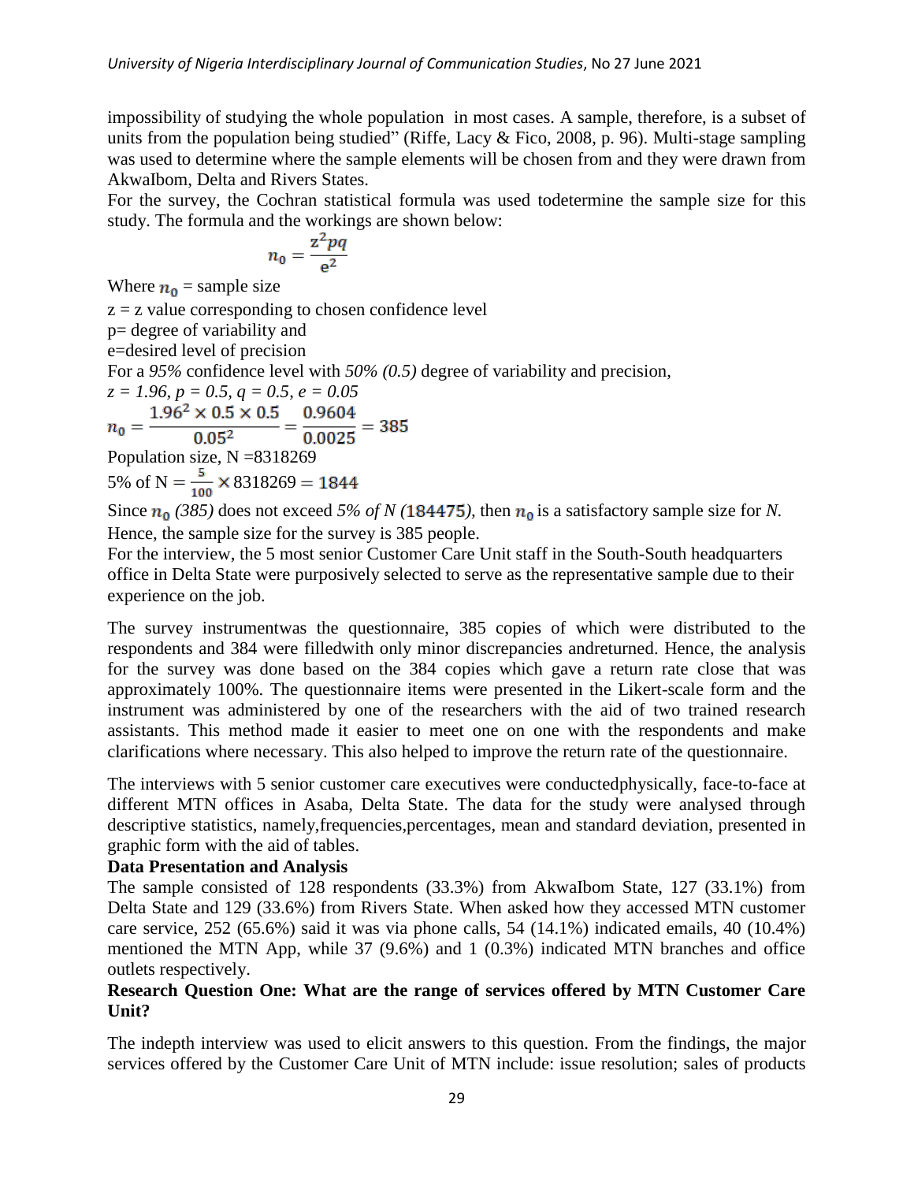impossibility of studying the whole population in most cases. A sample, therefore, is a subset of units from the population being studied" (Riffe, Lacy & Fico, 2008, p. 96). Multi-stage sampling was used to determine where the sample elements will be chosen from and they were drawn from AkwaIbom, Delta and Rivers States.

For the survey, the Cochran statistical formula was used todetermine the sample size for this study. The formula and the workings are shown below:

$$n_0 = \frac{z^2 pq}{e^2}$$

Where $n_0$ = sample size

z = z value corresponding to chosen confidence level

p= degree of variability and

e=desired level of precision

For a *95%* confidence level with *50% (0.5)* degree of variability and precision,

*z = 1.96, p = 0.5, q = 0.5, e = 0.05*

$$n_0 = \frac{1.96^2 \times 0.5 \times 0.5}{0.05^2} = \frac{0.9604}{0.0025} = 385$$

Population size, N =8318269

5% of N $= \frac{5}{100} \times 8318269 = 1844$

Since $n_0$ *(385)* does not exceed *5% of N (*184475*)*, then $n_0$ is a satisfactory sample size for *N.* Hence, the sample size for the survey is 385 people.

For the interview, the 5 most senior Customer Care Unit staff in the South-South headquarters office in Delta State were purposively selected to serve as the representative sample due to their experience on the job.

The survey instrumentwas the questionnaire, 385 copies of which were distributed to the respondents and 384 were filledwith only minor discrepancies andreturned. Hence, the analysis for the survey was done based on the 384 copies which gave a return rate close that was approximately 100%. The questionnaire items were presented in the Likert-scale form and the instrument was administered by one of the researchers with the aid of two trained research assistants. This method made it easier to meet one on one with the respondents and make clarifications where necessary. This also helped to improve the return rate of the questionnaire.

The interviews with 5 senior customer care executives were conductedphysically, face-to-face at different MTN offices in Asaba, Delta State. The data for the study were analysed through descriptive statistics, namely,frequencies,percentages, mean and standard deviation, presented in graphic form with the aid of tables.

**Data Presentation and Analysis**

The sample consisted of 128 respondents (33.3%) from AkwaIbom State, 127 (33.1%) from Delta State and 129 (33.6%) from Rivers State. When asked how they accessed MTN customer care service, 252 (65.6%) said it was via phone calls, 54 (14.1%) indicated emails, 40 (10.4%) mentioned the MTN App, while 37 (9.6%) and 1 (0.3%) indicated MTN branches and office outlets respectively.

**Research Question One: What are the range of services offered by MTN Customer Care Unit?**

The indepth interview was used to elicit answers to this question. From the findings, the major services offered by the Customer Care Unit of MTN include: issue resolution; sales of products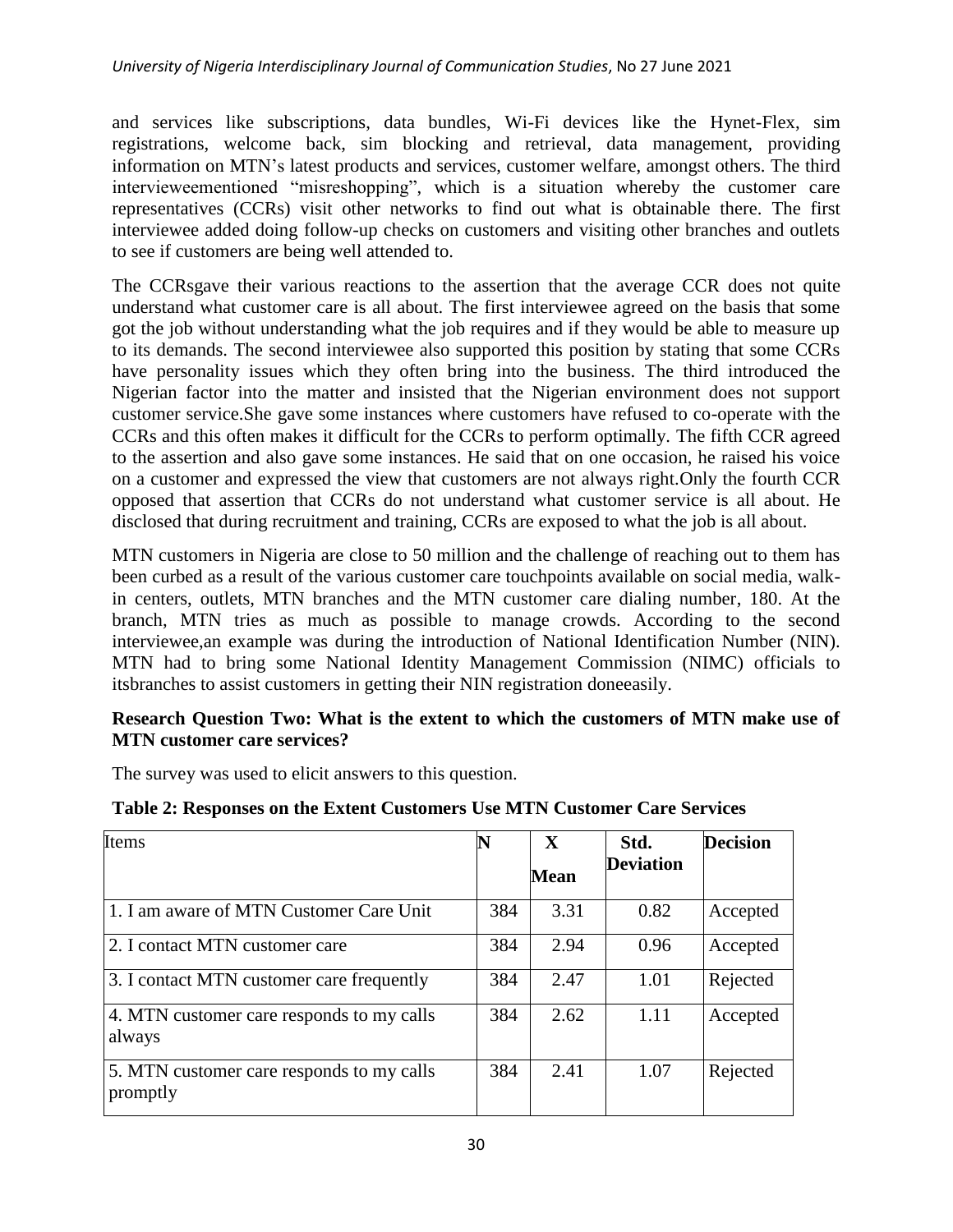and services like subscriptions, data bundles, Wi-Fi devices like the Hynet-Flex, sim registrations, welcome back, sim blocking and retrieval, data management, providing information on MTN's latest products and services, customer welfare, amongst others. The third intervieweementioned "misreshopping", which is a situation whereby the customer care representatives (CCRs) visit other networks to find out what is obtainable there. The first interviewee added doing follow-up checks on customers and visiting other branches and outlets to see if customers are being well attended to.

The CCRsgave their various reactions to the assertion that the average CCR does not quite understand what customer care is all about. The first interviewee agreed on the basis that some got the job without understanding what the job requires and if they would be able to measure up to its demands. The second interviewee also supported this position by stating that some CCRs have personality issues which they often bring into the business. The third introduced the Nigerian factor into the matter and insisted that the Nigerian environment does not support customer service.She gave some instances where customers have refused to co-operate with the CCRs and this often makes it difficult for the CCRs to perform optimally. The fifth CCR agreed to the assertion and also gave some instances. He said that on one occasion, he raised his voice on a customer and expressed the view that customers are not always right.Only the fourth CCR opposed that assertion that CCRs do not understand what customer service is all about. He disclosed that during recruitment and training, CCRs are exposed to what the job is all about.

MTN customers in Nigeria are close to 50 million and the challenge of reaching out to them has been curbed as a result of the various customer care touchpoints available on social media, walk-in centers, outlets, MTN branches and the MTN customer care dialing number, 180. At the branch, MTN tries as much as possible to manage crowds. According to the second interviewee,an example was during the introduction of National Identification Number (NIN). MTN had to bring some National Identity Management Commission (NIMC) officials to itsbranches to assist customers in getting their NIN registration doneeasily.

**Research Question Two: What is the extent to which the customers of MTN make use of MTN customer care services?**

The survey was used to elicit answers to this question.

**Table 2: Responses on the Extent Customers Use MTN Customer Care Services**

| Items | N | X Mean | Std. Deviation | Decision |
|---|---|---|---|---|
| 1. I am aware of MTN Customer Care Unit | 384 | 3.31 | 0.82 | Accepted |
| 2. I contact MTN customer care | 384 | 2.94 | 0.96 | Accepted |
| 3. I contact MTN customer care frequently | 384 | 2.47 | 1.01 | Rejected |
| 4. MTN customer care responds to my calls always | 384 | 2.62 | 1.11 | Accepted |
| 5. MTN customer care responds to my calls promptly | 384 | 2.41 | 1.07 | Rejected |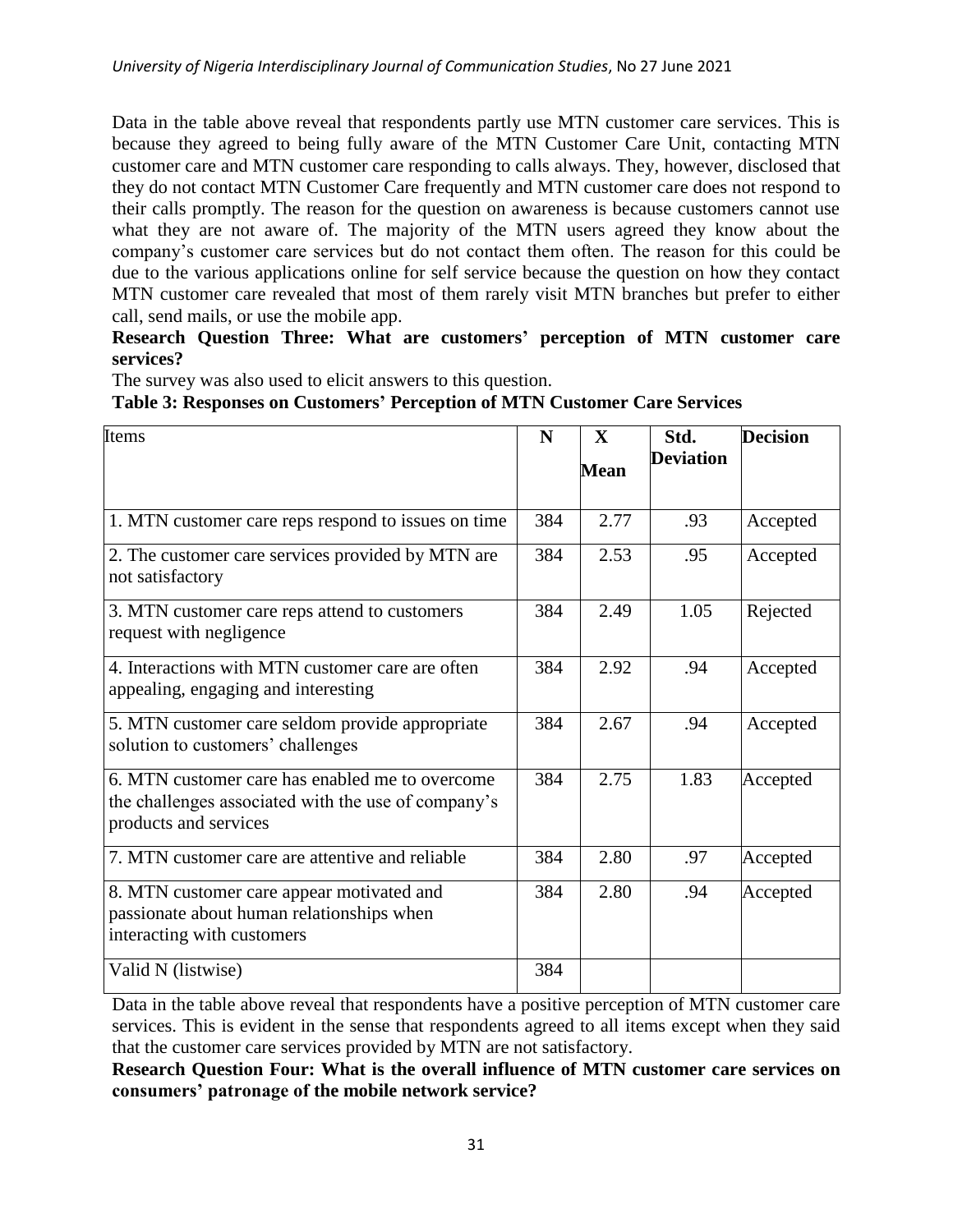Data in the table above reveal that respondents partly use MTN customer care services. This is because they agreed to being fully aware of the MTN Customer Care Unit, contacting MTN customer care and MTN customer care responding to calls always. They, however, disclosed that they do not contact MTN Customer Care frequently and MTN customer care does not respond to their calls promptly. The reason for the question on awareness is because customers cannot use what they are not aware of. The majority of the MTN users agreed they know about the company's customer care services but do not contact them often. The reason for this could be due to the various applications online for self service because the question on how they contact MTN customer care revealed that most of them rarely visit MTN branches but prefer to either call, send mails, or use the mobile app.

**Research Question Three: What are customers' perception of MTN customer care services?**

The survey was also used to elicit answers to this question.

**Table 3: Responses on Customers' Perception of MTN Customer Care Services**

| Items | N | X Mean | Std. Deviation | Decision |
|---|---|---|---|---|
| 1. MTN customer care reps respond to issues on time | 384 | 2.77 | .93 | Accepted |
| 2. The customer care services provided by MTN are not satisfactory | 384 | 2.53 | .95 | Accepted |
| 3. MTN customer care reps attend to customers request with negligence | 384 | 2.49 | 1.05 | Rejected |
| 4. Interactions with MTN customer care are often appealing, engaging and interesting | 384 | 2.92 | .94 | Accepted |
| 5. MTN customer care seldom provide appropriate solution to customers' challenges | 384 | 2.67 | .94 | Accepted |
| 6. MTN customer care has enabled me to overcome the challenges associated with the use of company's products and services | 384 | 2.75 | 1.83 | Accepted |
| 7. MTN customer care are attentive and reliable | 384 | 2.80 | .97 | Accepted |
| 8. MTN customer care appear motivated and passionate about human relationships when interacting with customers | 384 | 2.80 | .94 | Accepted |
| Valid N (listwise) | 384 | | | |

Data in the table above reveal that respondents have a positive perception of MTN customer care services. This is evident in the sense that respondents agreed to all items except when they said that the customer care services provided by MTN are not satisfactory.

**Research Question Four: What is the overall influence of MTN customer care services on consumers' patronage of the mobile network service?**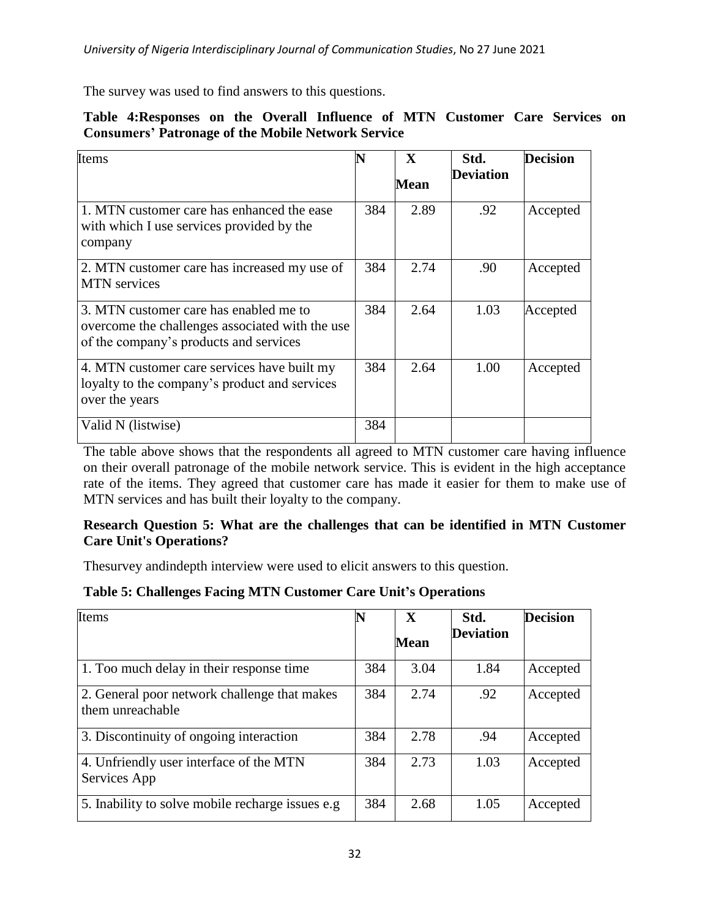The survey was used to find answers to this questions.

**Table 4:Responses on the Overall Influence of MTN Customer Care Services on Consumers' Patronage of the Mobile Network Service**

| Items | N | X Mean | Std. Deviation | Decision |
|---|---|---|---|---|
| 1. MTN customer care has enhanced the ease with which I use services provided by the company | 384 | 2.89 | .92 | Accepted |
| 2. MTN customer care has increased my use of MTN services | 384 | 2.74 | .90 | Accepted |
| 3. MTN customer care has enabled me to overcome the challenges associated with the use of the company's products and services | 384 | 2.64 | 1.03 | Accepted |
| 4. MTN customer care services have built my loyalty to the company's product and services over the years | 384 | 2.64 | 1.00 | Accepted |
| Valid N (listwise) | 384 | | | |

The table above shows that the respondents all agreed to MTN customer care having influence on their overall patronage of the mobile network service. This is evident in the high acceptance rate of the items. They agreed that customer care has made it easier for them to make use of MTN services and has built their loyalty to the company.

**Research Question 5: What are the challenges that can be identified in MTN Customer Care Unit's Operations?**

Thesurvey andindepth interview were used to elicit answers to this question.

**Table 5: Challenges Facing MTN Customer Care Unit's Operations**

| Items | N | X Mean | Std. Deviation | Decision |
|---|---|---|---|---|
| 1. Too much delay in their response time | 384 | 3.04 | 1.84 | Accepted |
| 2. General poor network challenge that makes them unreachable | 384 | 2.74 | .92 | Accepted |
| 3. Discontinuity of ongoing interaction | 384 | 2.78 | .94 | Accepted |
| 4. Unfriendly user interface of the MTN Services App | 384 | 2.73 | 1.03 | Accepted |
| 5. Inability to solve mobile recharge issues e.g | 384 | 2.68 | 1.05 | Accepted |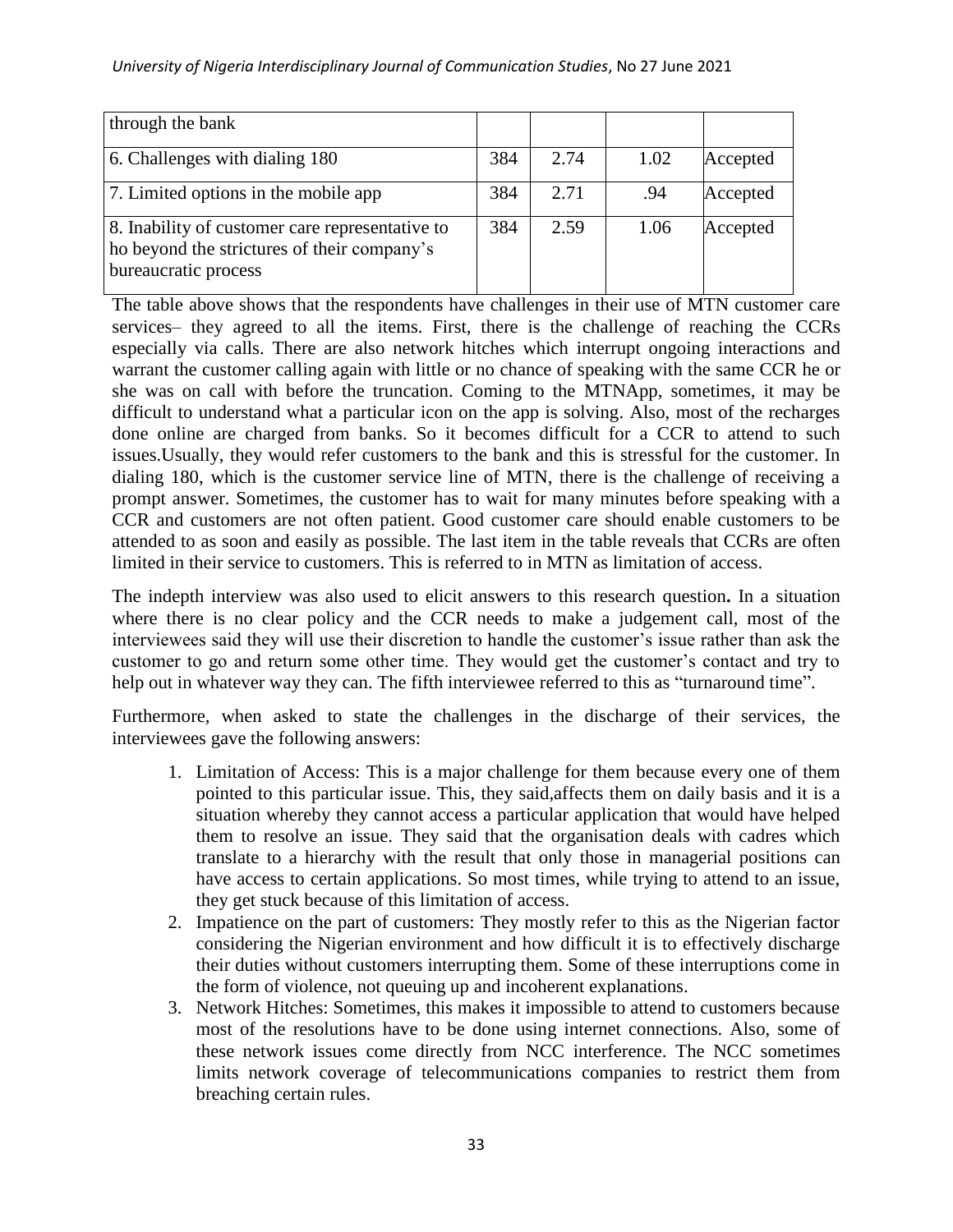| through the bank | | | | |
|---|---|---|---|---|
| 6. Challenges with dialing 180 | 384 | 2.74 | 1.02 | Accepted |
| 7. Limited options in the mobile app | 384 | 2.71 | .94 | Accepted |
| 8. Inability of customer care representative to ho beyond the strictures of their company's bureaucratic process | 384 | 2.59 | 1.06 | Accepted |

The table above shows that the respondents have challenges in their use of MTN customer care services– they agreed to all the items. First, there is the challenge of reaching the CCRs especially via calls. There are also network hitches which interrupt ongoing interactions and warrant the customer calling again with little or no chance of speaking with the same CCR he or she was on call with before the truncation. Coming to the MTNApp, sometimes, it may be difficult to understand what a particular icon on the app is solving. Also, most of the recharges done online are charged from banks. So it becomes difficult for a CCR to attend to such issues.Usually, they would refer customers to the bank and this is stressful for the customer. In dialing 180, which is the customer service line of MTN, there is the challenge of receiving a prompt answer. Sometimes, the customer has to wait for many minutes before speaking with a CCR and customers are not often patient. Good customer care should enable customers to be attended to as soon and easily as possible. The last item in the table reveals that CCRs are often limited in their service to customers. This is referred to in MTN as limitation of access.

The indepth interview was also used to elicit answers to this research question**.** In a situation where there is no clear policy and the CCR needs to make a judgement call, most of the interviewees said they will use their discretion to handle the customer's issue rather than ask the customer to go and return some other time. They would get the customer's contact and try to help out in whatever way they can. The fifth interviewee referred to this as "turnaround time".

Furthermore, when asked to state the challenges in the discharge of their services, the interviewees gave the following answers:

1. Limitation of Access: This is a major challenge for them because every one of them pointed to this particular issue. This, they said,affects them on daily basis and it is a situation whereby they cannot access a particular application that would have helped them to resolve an issue. They said that the organisation deals with cadres which translate to a hierarchy with the result that only those in managerial positions can have access to certain applications. So most times, while trying to attend to an issue, they get stuck because of this limitation of access.
2. Impatience on the part of customers: They mostly refer to this as the Nigerian factor considering the Nigerian environment and how difficult it is to effectively discharge their duties without customers interrupting them. Some of these interruptions come in the form of violence, not queuing up and incoherent explanations.
3. Network Hitches: Sometimes, this makes it impossible to attend to customers because most of the resolutions have to be done using internet connections. Also, some of these network issues come directly from NCC interference. The NCC sometimes limits network coverage of telecommunications companies to restrict them from breaching certain rules.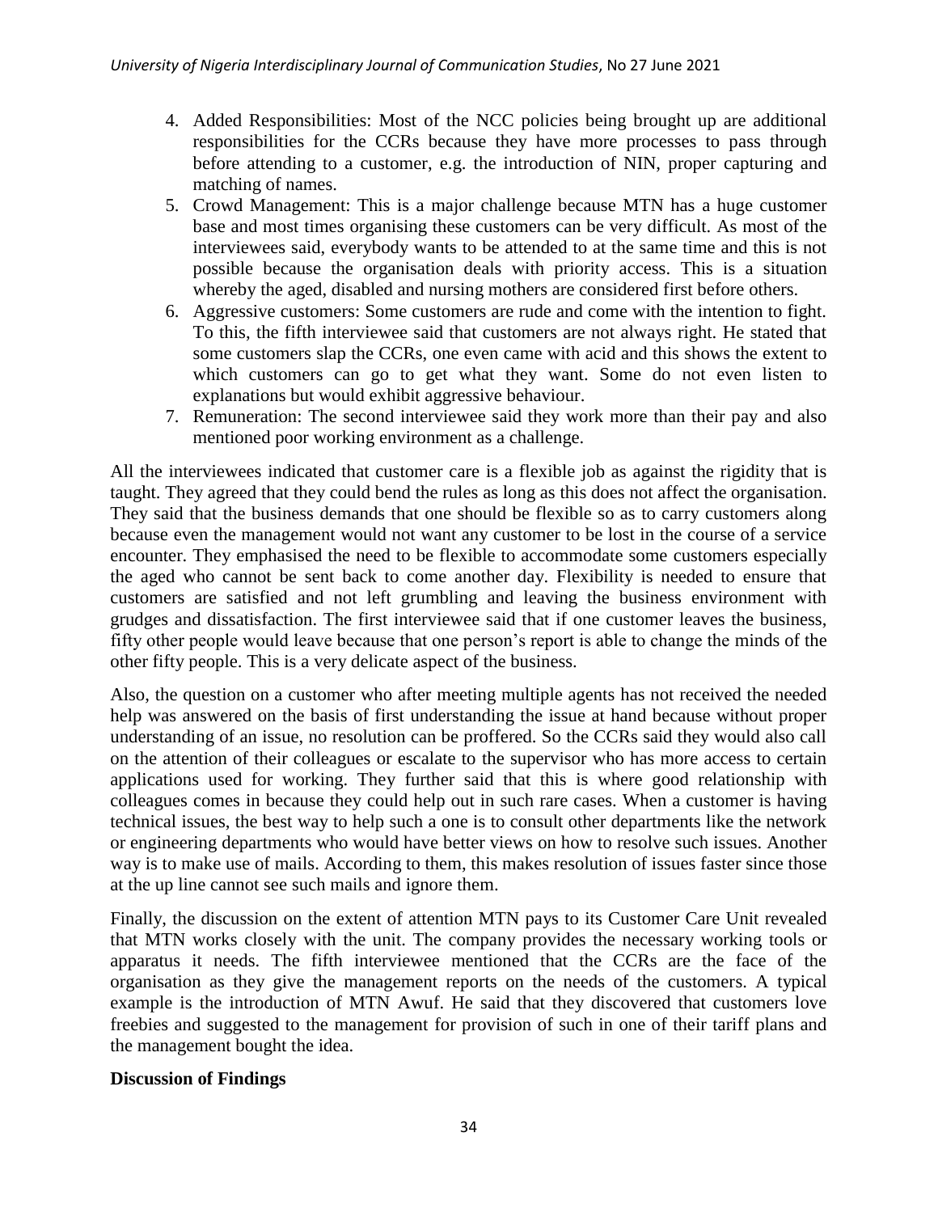4. Added Responsibilities: Most of the NCC policies being brought up are additional responsibilities for the CCRs because they have more processes to pass through before attending to a customer, e.g. the introduction of NIN, proper capturing and matching of names.
5. Crowd Management: This is a major challenge because MTN has a huge customer base and most times organising these customers can be very difficult. As most of the interviewees said, everybody wants to be attended to at the same time and this is not possible because the organisation deals with priority access. This is a situation whereby the aged, disabled and nursing mothers are considered first before others.
6. Aggressive customers: Some customers are rude and come with the intention to fight. To this, the fifth interviewee said that customers are not always right. He stated that some customers slap the CCRs, one even came with acid and this shows the extent to which customers can go to get what they want. Some do not even listen to explanations but would exhibit aggressive behaviour.
7. Remuneration: The second interviewee said they work more than their pay and also mentioned poor working environment as a challenge.

All the interviewees indicated that customer care is a flexible job as against the rigidity that is taught. They agreed that they could bend the rules as long as this does not affect the organisation. They said that the business demands that one should be flexible so as to carry customers along because even the management would not want any customer to be lost in the course of a service encounter. They emphasised the need to be flexible to accommodate some customers especially the aged who cannot be sent back to come another day. Flexibility is needed to ensure that customers are satisfied and not left grumbling and leaving the business environment with grudges and dissatisfaction. The first interviewee said that if one customer leaves the business, fifty other people would leave because that one person's report is able to change the minds of the other fifty people. This is a very delicate aspect of the business.

Also, the question on a customer who after meeting multiple agents has not received the needed help was answered on the basis of first understanding the issue at hand because without proper understanding of an issue, no resolution can be proffered. So the CCRs said they would also call on the attention of their colleagues or escalate to the supervisor who has more access to certain applications used for working. They further said that this is where good relationship with colleagues comes in because they could help out in such rare cases. When a customer is having technical issues, the best way to help such a one is to consult other departments like the network or engineering departments who would have better views on how to resolve such issues. Another way is to make use of mails. According to them, this makes resolution of issues faster since those at the up line cannot see such mails and ignore them.

Finally, the discussion on the extent of attention MTN pays to its Customer Care Unit revealed that MTN works closely with the unit. The company provides the necessary working tools or apparatus it needs. The fifth interviewee mentioned that the CCRs are the face of the organisation as they give the management reports on the needs of the customers. A typical example is the introduction of MTN Awuf. He said that they discovered that customers love freebies and suggested to the management for provision of such in one of their tariff plans and the management bought the idea.

**Discussion of Findings**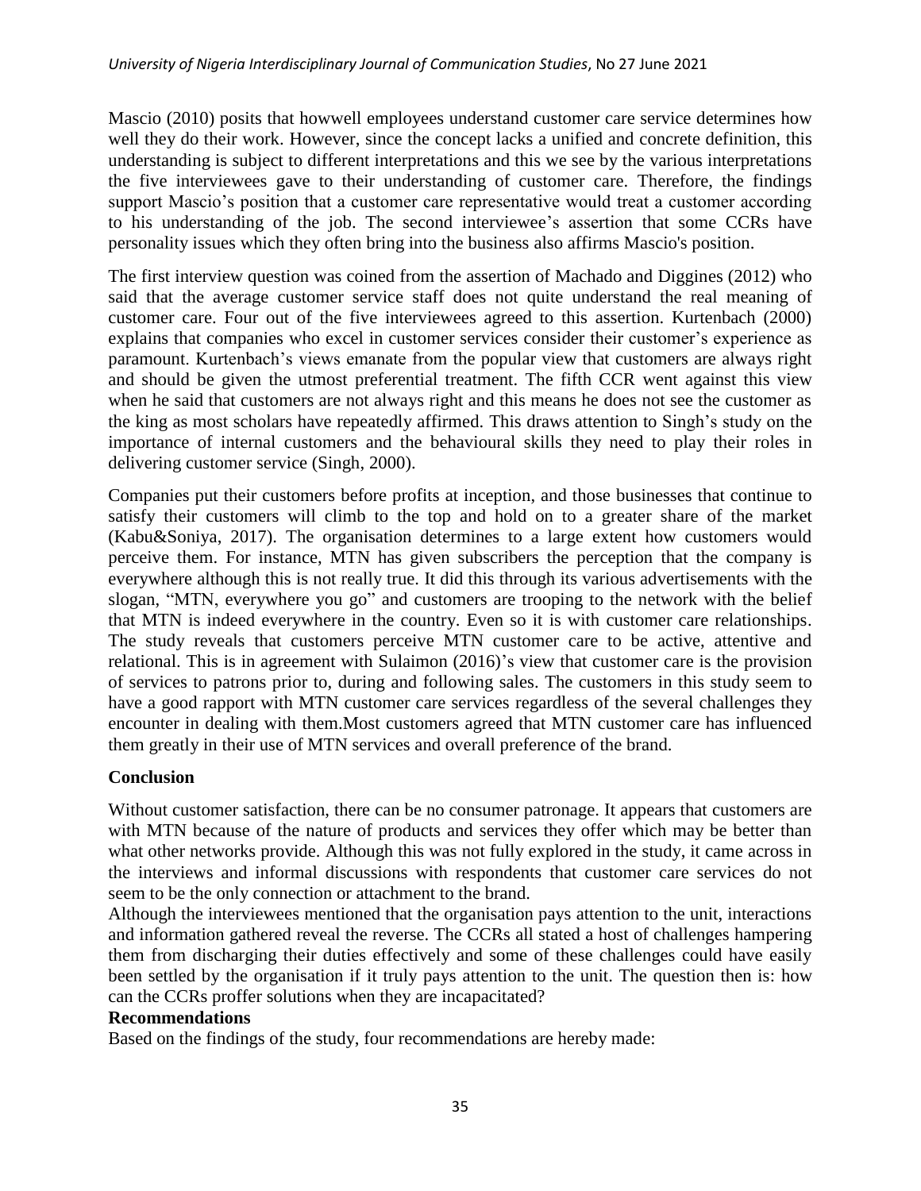Mascio (2010) posits that howwell employees understand customer care service determines how well they do their work. However, since the concept lacks a unified and concrete definition, this understanding is subject to different interpretations and this we see by the various interpretations the five interviewees gave to their understanding of customer care. Therefore, the findings support Mascio's position that a customer care representative would treat a customer according to his understanding of the job. The second interviewee's assertion that some CCRs have personality issues which they often bring into the business also affirms Mascio's position.

The first interview question was coined from the assertion of Machado and Diggines (2012) who said that the average customer service staff does not quite understand the real meaning of customer care. Four out of the five interviewees agreed to this assertion. Kurtenbach (2000) explains that companies who excel in customer services consider their customer's experience as paramount. Kurtenbach's views emanate from the popular view that customers are always right and should be given the utmost preferential treatment. The fifth CCR went against this view when he said that customers are not always right and this means he does not see the customer as the king as most scholars have repeatedly affirmed. This draws attention to Singh's study on the importance of internal customers and the behavioural skills they need to play their roles in delivering customer service (Singh, 2000).

Companies put their customers before profits at inception, and those businesses that continue to satisfy their customers will climb to the top and hold on to a greater share of the market (Kabu&Soniya, 2017). The organisation determines to a large extent how customers would perceive them. For instance, MTN has given subscribers the perception that the company is everywhere although this is not really true. It did this through its various advertisements with the slogan, "MTN, everywhere you go" and customers are trooping to the network with the belief that MTN is indeed everywhere in the country. Even so it is with customer care relationships. The study reveals that customers perceive MTN customer care to be active, attentive and relational. This is in agreement with Sulaimon (2016)'s view that customer care is the provision of services to patrons prior to, during and following sales. The customers in this study seem to have a good rapport with MTN customer care services regardless of the several challenges they encounter in dealing with them.Most customers agreed that MTN customer care has influenced them greatly in their use of MTN services and overall preference of the brand.

## Conclusion

Without customer satisfaction, there can be no consumer patronage. It appears that customers are with MTN because of the nature of products and services they offer which may be better than what other networks provide. Although this was not fully explored in the study, it came across in the interviews and informal discussions with respondents that customer care services do not seem to be the only connection or attachment to the brand.

Although the interviewees mentioned that the organisation pays attention to the unit, interactions and information gathered reveal the reverse. The CCRs all stated a host of challenges hampering them from discharging their duties effectively and some of these challenges could have easily been settled by the organisation if it truly pays attention to the unit. The question then is: how can the CCRs proffer solutions when they are incapacitated?

## Recommendations

Based on the findings of the study, four recommendations are hereby made: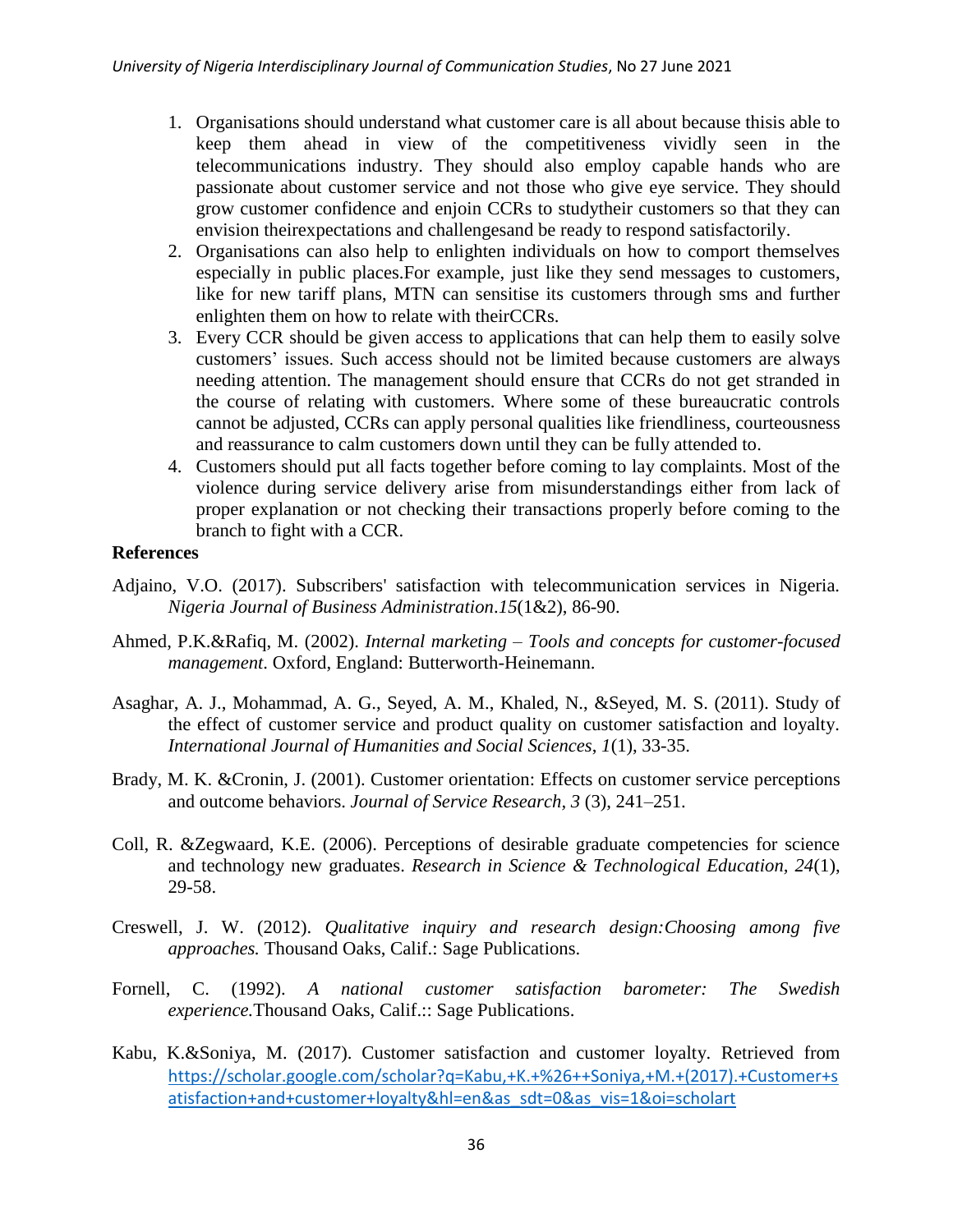1. Organisations should understand what customer care is all about because thisis able to keep them ahead in view of the competitiveness vividly seen in the telecommunications industry. They should also employ capable hands who are passionate about customer service and not those who give eye service. They should grow customer confidence and enjoin CCRs to studytheir customers so that they can envision theirexpectations and challengesand be ready to respond satisfactorily.
2. Organisations can also help to enlighten individuals on how to comport themselves especially in public places.For example, just like they send messages to customers, like for new tariff plans, MTN can sensitise its customers through sms and further enlighten them on how to relate with theirCCRs.
3. Every CCR should be given access to applications that can help them to easily solve customers' issues. Such access should not be limited because customers are always needing attention. The management should ensure that CCRs do not get stranded in the course of relating with customers. Where some of these bureaucratic controls cannot be adjusted, CCRs can apply personal qualities like friendliness, courteousness and reassurance to calm customers down until they can be fully attended to.
4. Customers should put all facts together before coming to lay complaints. Most of the violence during service delivery arise from misunderstandings either from lack of proper explanation or not checking their transactions properly before coming to the branch to fight with a CCR.

**References**

Adjaino, V.O. (2017). Subscribers' satisfaction with telecommunication services in Nigeria. *Nigeria Journal of Business Administration*.*15*(1&2), 86-90.

Ahmed, P.K.&Rafiq, M. (2002). *Internal marketing – Tools and concepts for customer-focused management*. Oxford, England: Butterworth-Heinemann.

Asaghar, A. J., Mohammad, A. G., Seyed, A. M., Khaled, N., &Seyed, M. S. (2011). Study of the effect of customer service and product quality on customer satisfaction and loyalty. *International Journal of Humanities and Social Sciences*, *1*(1), 33-35.

Brady, M. K. &Cronin, J. (2001). Customer orientation: Effects on customer service perceptions and outcome behaviors. *Journal of Service Research*, *3* (3), 241–251.

Coll, R. &Zegwaard, K.E. (2006). Perceptions of desirable graduate competencies for science and technology new graduates. *Research in Science & Technological Education*, *24*(1), 29-58.

Creswell, J. W. (2012). *Qualitative inquiry and research design:Choosing among five approaches.* Thousand Oaks, Calif.: Sage Publications.

Fornell, C. (1992). *A national customer satisfaction barometer: The Swedish experience.*Thousand Oaks, Calif.:: Sage Publications.

Kabu, K.&Soniya, M. (2017). Customer satisfaction and customer loyalty. Retrieved from https://scholar.google.com/scholar?q=Kabu,+K.+%26++Soniya,+M.+(2017).+Customer+satisfaction+and+customer+loyalty&hl=en&as_sdt=0&as_vis=1&oi=scholart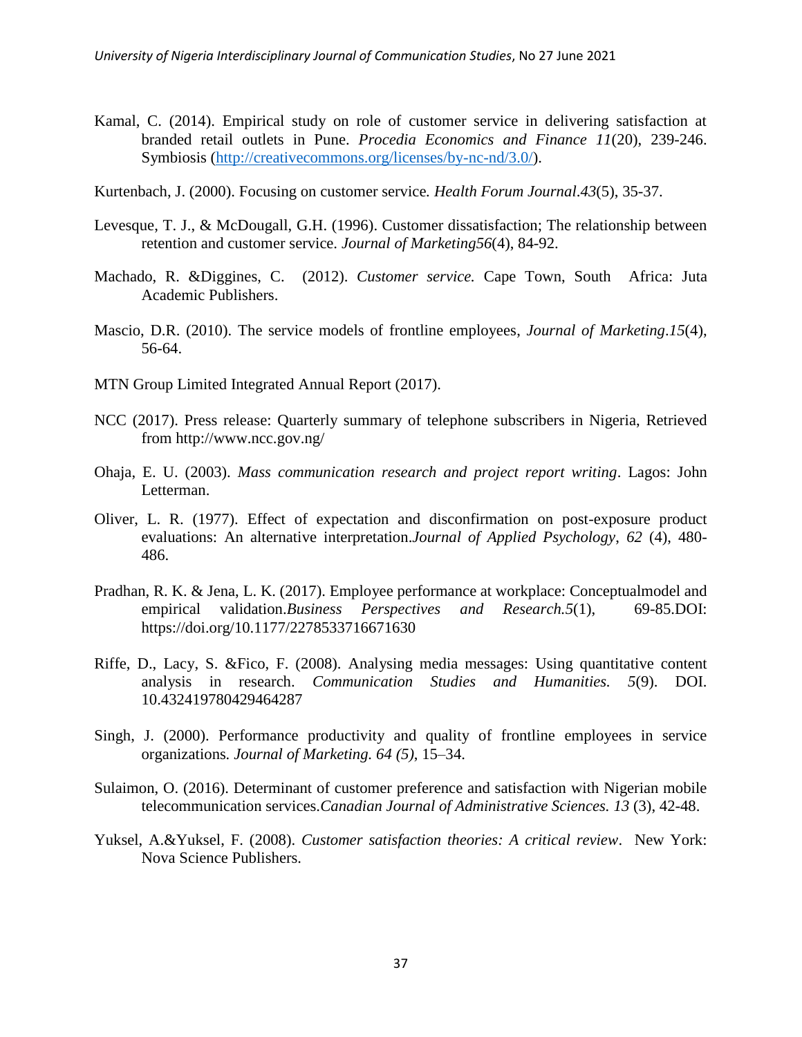Kamal, C. (2014). Empirical study on role of customer service in delivering satisfaction at branded retail outlets in Pune. *Procedia Economics and Finance 11*(20), 239-246. Symbiosis (http://creativecommons.org/licenses/by-nc-nd/3.0/).

Kurtenbach, J. (2000). Focusing on customer service. *Health Forum Journal*.*43*(5), 35-37.

Levesque, T. J., & McDougall, G.H. (1996). Customer dissatisfaction; The relationship between retention and customer service. *Journal of Marketing56*(4), 84-92.

Machado, R. &Diggines, C. (2012). *Customer service.* Cape Town, South Africa: Juta Academic Publishers.

Mascio, D.R. (2010). The service models of frontline employees, *Journal of Marketing*.*15*(4), 56-64.

MTN Group Limited Integrated Annual Report (2017).

NCC (2017). Press release: Quarterly summary of telephone subscribers in Nigeria, Retrieved from http://www.ncc.gov.ng/

Ohaja, E. U. (2003). *Mass communication research and project report writing*. Lagos: John Letterman.

Oliver, L. R. (1977). Effect of expectation and disconfirmation on post-exposure product evaluations: An alternative interpretation.*Journal of Applied Psychology*, *62* (4), 480-486.

Pradhan, R. K. & Jena, L. K. (2017). Employee performance at workplace: Conceptualmodel and empirical validation.*Business Perspectives and Research.5*(1), 69-85.DOI: https://doi.org/10.1177/2278533716671630

Riffe, D., Lacy, S. &Fico, F. (2008). Analysing media messages: Using quantitative content analysis in research. *Communication Studies and Humanities. 5*(9). DOI. 10.432419780429464287

Singh, J. (2000). Performance productivity and quality of frontline employees in service organizations*.* *Journal of Marketing. 64 (5)*, 15–34.

Sulaimon, O. (2016). Determinant of customer preference and satisfaction with Nigerian mobile telecommunication services.*Canadian Journal of Administrative Sciences. 13* (3), 42-48.

Yuksel, A.&Yuksel, F. (2008). *Customer satisfaction theories: A critical review*. New York: Nova Science Publishers.